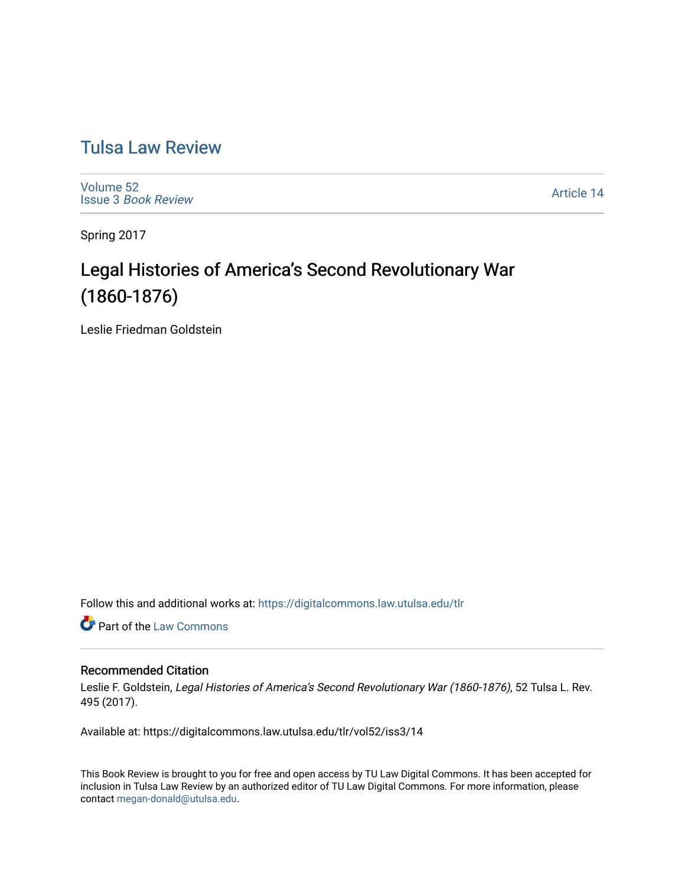# Tulsa Law Review

Volume 52
Issue 3 *Book Review*

Article 14

Spring 2017

## Legal Histories of America's Second Revolutionary War (1860-1876)

Leslie Friedman Goldstein

Follow this and additional works at: https://digitalcommons.law.utulsa.edu/tlr

Part of the Law Commons

### Recommended Citation

Leslie F. Goldstein, *Legal Histories of America's Second Revolutionary War (1860-1876)*, 52 Tulsa L. Rev. 495 (2017).

Available at: https://digitalcommons.law.utulsa.edu/tlr/vol52/iss3/14

This Book Review is brought to you for free and open access by TU Law Digital Commons. It has been accepted for inclusion in Tulsa Law Review by an authorized editor of TU Law Digital Commons. For more information, please contact megan-donald@utulsa.edu.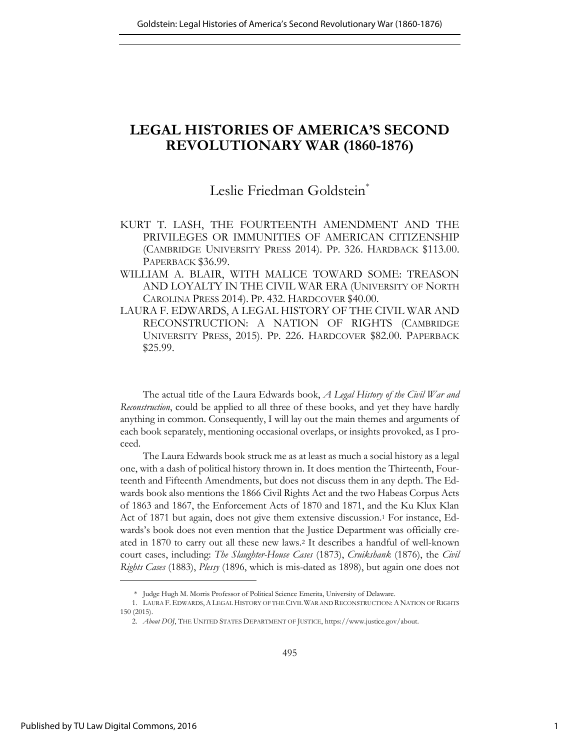# LEGAL HISTORIES OF AMERICA'S SECOND REVOLUTIONARY WAR (1860-1876)

Leslie Friedman Goldstein*

KURT T. LASH, THE FOURTEENTH AMENDMENT AND THE PRIVILEGES OR IMMUNITIES OF AMERICAN CITIZENSHIP (CAMBRIDGE UNIVERSITY PRESS 2014). PP. 326. HARDBACK $113.00. PAPERBACK $36.99.

WILLIAM A. BLAIR, WITH MALICE TOWARD SOME: TREASON AND LOYALTY IN THE CIVIL WAR ERA (UNIVERSITY OF NORTH CAROLINA PRESS 2014). PP. 432. HARDCOVER $40.00.

LAURA F. EDWARDS, A LEGAL HISTORY OF THE CIVIL WAR AND RECONSTRUCTION: A NATION OF RIGHTS (CAMBRIDGE UNIVERSITY PRESS, 2015). PP. 226. HARDCOVER $82.00. PAPERBACK $25.99.

The actual title of the Laura Edwards book, *A Legal History of the Civil War and Reconstruction*, could be applied to all three of these books, and yet they have hardly anything in common. Consequently, I will lay out the main themes and arguments of each book separately, mentioning occasional overlaps, or insights provoked, as I proceed.

The Laura Edwards book struck me as at least as much a social history as a legal one, with a dash of political history thrown in. It does mention the Thirteenth, Fourteenth and Fifteenth Amendments, but does not discuss them in any depth. The Edwards book also mentions the 1866 Civil Rights Act and the two Habeas Corpus Acts of 1863 and 1867, the Enforcement Acts of 1870 and 1871, and the Ku Klux Klan Act of 1871 but again, does not give them extensive discussion.[1] For instance, Edwards's book does not even mention that the Justice Department was officially created in 1870 to carry out all these new laws.[2] It describes a handful of well-known court cases, including: *The Slaughter-House Cases* (1873), *Cruikshank* (1876), the *Civil Rights Cases* (1883), *Plessy* (1896, which is mis-dated as 1898), but again one does not

---

\* Judge Hugh M. Morris Professor of Political Science Emerita, University of Delaware.

1. LAURA F. EDWARDS, A LEGAL HISTORY OF THE CIVIL WAR AND RECONSTRUCTION: A NATION OF RIGHTS 150 (2015).

2. *About DOJ*, THE UNITED STATES DEPARTMENT OF JUSTICE, https://www.justice.gov/about.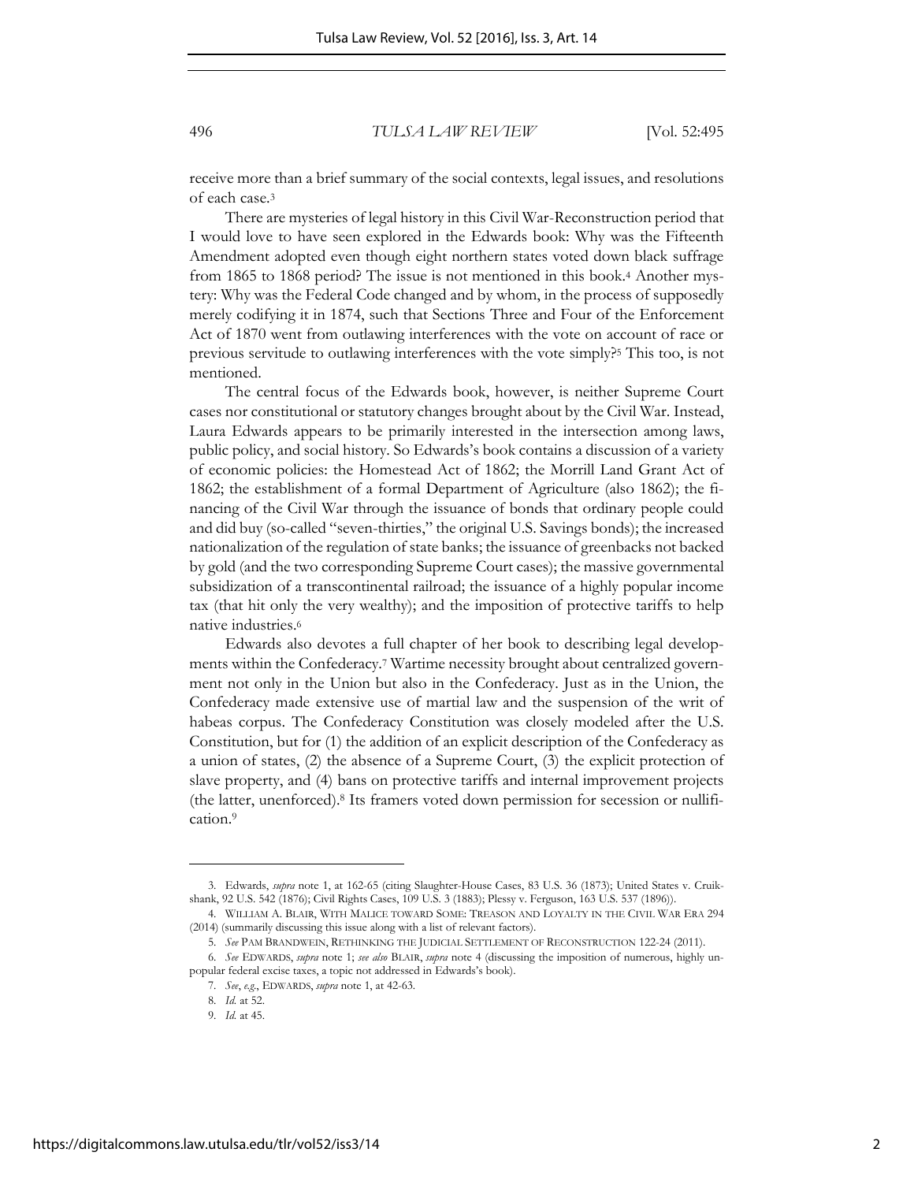receive more than a brief summary of the social contexts, legal issues, and resolutions of each case.[3]

There are mysteries of legal history in this Civil War-Reconstruction period that I would love to have seen explored in the Edwards book: Why was the Fifteenth Amendment adopted even though eight northern states voted down black suffrage from 1865 to 1868 period? The issue is not mentioned in this book.[4] Another mystery: Why was the Federal Code changed and by whom, in the process of supposedly merely codifying it in 1874, such that Sections Three and Four of the Enforcement Act of 1870 went from outlawing interferences with the vote on account of race or previous servitude to outlawing interferences with the vote simply?[5] This too, is not mentioned.

The central focus of the Edwards book, however, is neither Supreme Court cases nor constitutional or statutory changes brought about by the Civil War. Instead, Laura Edwards appears to be primarily interested in the intersection among laws, public policy, and social history. So Edwards's book contains a discussion of a variety of economic policies: the Homestead Act of 1862; the Morrill Land Grant Act of 1862; the establishment of a formal Department of Agriculture (also 1862); the financing of the Civil War through the issuance of bonds that ordinary people could and did buy (so-called "seven-thirties," the original U.S. Savings bonds); the increased nationalization of the regulation of state banks; the issuance of greenbacks not backed by gold (and the two corresponding Supreme Court cases); the massive governmental subsidization of a transcontinental railroad; the issuance of a highly popular income tax (that hit only the very wealthy); and the imposition of protective tariffs to help native industries.[6]

Edwards also devotes a full chapter of her book to describing legal developments within the Confederacy.[7] Wartime necessity brought about centralized government not only in the Union but also in the Confederacy. Just as in the Union, the Confederacy made extensive use of martial law and the suspension of the writ of habeas corpus. The Confederacy Constitution was closely modeled after the U.S. Constitution, but for (1) the addition of an explicit description of the Confederacy as a union of states, (2) the absence of a Supreme Court, (3) the explicit protection of slave property, and (4) bans on protective tariffs and internal improvement projects (the latter, unenforced).[8] Its framers voted down permission for secession or nullification.[9]

---

3. Edwards, *supra* note 1, at 162-65 (citing Slaughter-House Cases, 83 U.S. 36 (1873); United States v. Cruikshank, 92 U.S. 542 (1876); Civil Rights Cases, 109 U.S. 3 (1883); Plessy v. Ferguson, 163 U.S. 537 (1896)).

4. WILLIAM A. BLAIR, WITH MALICE TOWARD SOME: TREASON AND LOYALTY IN THE CIVIL WAR ERA 294 (2014) (summarily discussing this issue along with a list of relevant factors).

5. *See* PAM BRANDWEIN, RETHINKING THE JUDICIAL SETTLEMENT OF RECONSTRUCTION 122-24 (2011).

6. *See* EDWARDS, *supra* note 1; *see also* BLAIR, *supra* note 4 (discussing the imposition of numerous, highly unpopular federal excise taxes, a topic not addressed in Edwards's book).

7. *See*, *e.g.*, EDWARDS, *supra* note 1, at 42-63.

8. *Id.* at 52.

9. *Id.* at 45.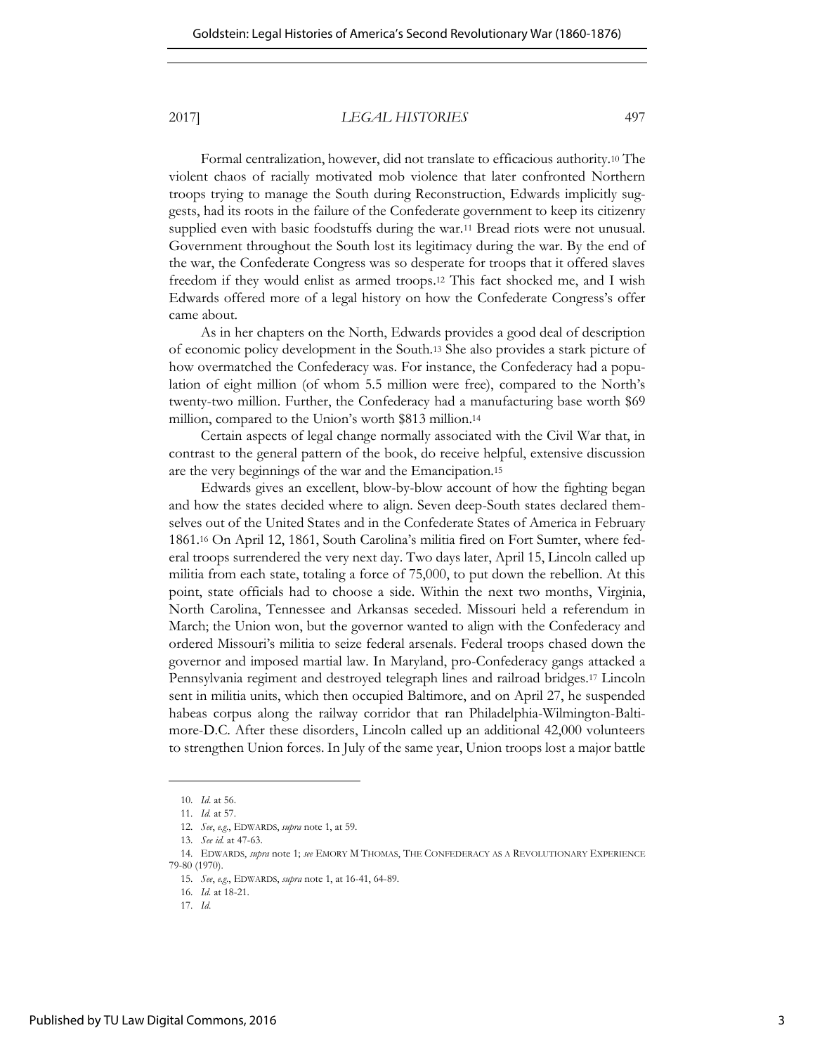Formal centralization, however, did not translate to efficacious authority.[10] The violent chaos of racially motivated mob violence that later confronted Northern troops trying to manage the South during Reconstruction, Edwards implicitly suggests, had its roots in the failure of the Confederate government to keep its citizenry supplied even with basic foodstuffs during the war.[11] Bread riots were not unusual. Government throughout the South lost its legitimacy during the war. By the end of the war, the Confederate Congress was so desperate for troops that it offered slaves freedom if they would enlist as armed troops.[12] This fact shocked me, and I wish Edwards offered more of a legal history on how the Confederate Congress's offer came about.

As in her chapters on the North, Edwards provides a good deal of description of economic policy development in the South.[13] She also provides a stark picture of how overmatched the Confederacy was. For instance, the Confederacy had a population of eight million (of whom 5.5 million were free), compared to the North's twenty-two million. Further, the Confederacy had a manufacturing base worth $69 million, compared to the Union's worth $813 million.[14]

Certain aspects of legal change normally associated with the Civil War that, in contrast to the general pattern of the book, do receive helpful, extensive discussion are the very beginnings of the war and the Emancipation.[15]

Edwards gives an excellent, blow-by-blow account of how the fighting began and how the states decided where to align. Seven deep-South states declared themselves out of the United States and in the Confederate States of America in February 1861.[16] On April 12, 1861, South Carolina's militia fired on Fort Sumter, where federal troops surrendered the very next day. Two days later, April 15, Lincoln called up militia from each state, totaling a force of 75,000, to put down the rebellion. At this point, state officials had to choose a side. Within the next two months, Virginia, North Carolina, Tennessee and Arkansas seceded. Missouri held a referendum in March; the Union won, but the governor wanted to align with the Confederacy and ordered Missouri's militia to seize federal arsenals. Federal troops chased down the governor and imposed martial law. In Maryland, pro-Confederacy gangs attacked a Pennsylvania regiment and destroyed telegraph lines and railroad bridges.[17] Lincoln sent in militia units, which then occupied Baltimore, and on April 27, he suspended habeas corpus along the railway corridor that ran Philadelphia-Wilmington-Baltimore-D.C. After these disorders, Lincoln called up an additional 42,000 volunteers to strengthen Union forces. In July of the same year, Union troops lost a major battle

---

10. *Id.* at 56.

11. *Id.* at 57.

12. *See*, *e.g.*, EDWARDS, *supra* note 1, at 59.

13. *See id.* at 47-63.

14. EDWARDS, *supra* note 1; *see* EMORY M THOMAS, THE CONFEDERACY AS A REVOLUTIONARY EXPERIENCE 79-80 (1970).

15. *See*, *e.g.*, EDWARDS, *supra* note 1, at 16-41, 64-89.

16. *Id.* at 18-21.

17. *Id.*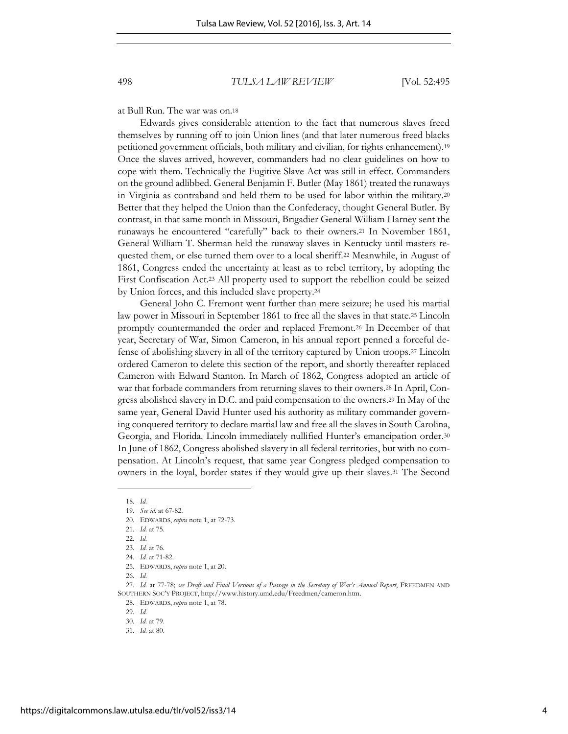at Bull Run. The war was on.[18]

Edwards gives considerable attention to the fact that numerous slaves freed themselves by running off to join Union lines (and that later numerous freed blacks petitioned government officials, both military and civilian, for rights enhancement).[19] Once the slaves arrived, however, commanders had no clear guidelines on how to cope with them. Technically the Fugitive Slave Act was still in effect. Commanders on the ground adlibbed. General Benjamin F. Butler (May 1861) treated the runaways in Virginia as contraband and held them to be used for labor within the military.[20] Better that they helped the Union than the Confederacy, thought General Butler. By contrast, in that same month in Missouri, Brigadier General William Harney sent the runaways he encountered "carefully" back to their owners.[21] In November 1861, General William T. Sherman held the runaway slaves in Kentucky until masters requested them, or else turned them over to a local sheriff.[22] Meanwhile, in August of 1861, Congress ended the uncertainty at least as to rebel territory, by adopting the First Confiscation Act.[23] All property used to support the rebellion could be seized by Union forces, and this included slave property.[24]

General John C. Fremont went further than mere seizure; he used his martial law power in Missouri in September 1861 to free all the slaves in that state.[25] Lincoln promptly countermanded the order and replaced Fremont.[26] In December of that year, Secretary of War, Simon Cameron, in his annual report penned a forceful defense of abolishing slavery in all of the territory captured by Union troops.[27] Lincoln ordered Cameron to delete this section of the report, and shortly thereafter replaced Cameron with Edward Stanton. In March of 1862, Congress adopted an article of war that forbade commanders from returning slaves to their owners.[28] In April, Congress abolished slavery in D.C. and paid compensation to the owners.[29] In May of the same year, General David Hunter used his authority as military commander governing conquered territory to declare martial law and free all the slaves in South Carolina, Georgia, and Florida. Lincoln immediately nullified Hunter's emancipation order.[30] In June of 1862, Congress abolished slavery in all federal territories, but with no compensation. At Lincoln's request, that same year Congress pledged compensation to owners in the loyal, border states if they would give up their slaves.[31] The Second

---

18. *Id.*
19. *See id.* at 67-82.
20. EDWARDS, *supra* note 1, at 72-73.
21. *Id.* at 75.
22. *Id.*
23. *Id.* at 76.
24. *Id.* at 71-82.
25. EDWARDS, *supra* note 1, at 20.
26. *Id.*
27. *Id.* at 77-78; *see Draft and Final Versions of a Passage in the Secretary of War's Annual Report*, FREEDMEN AND SOUTHERN SOC'Y PROJECT, http://www.history.umd.edu/Freedmen/cameron.htm.
28. EDWARDS, *supra* note 1, at 78.
29. *Id.*
30. *Id.* at 79.
31. *Id.* at 80.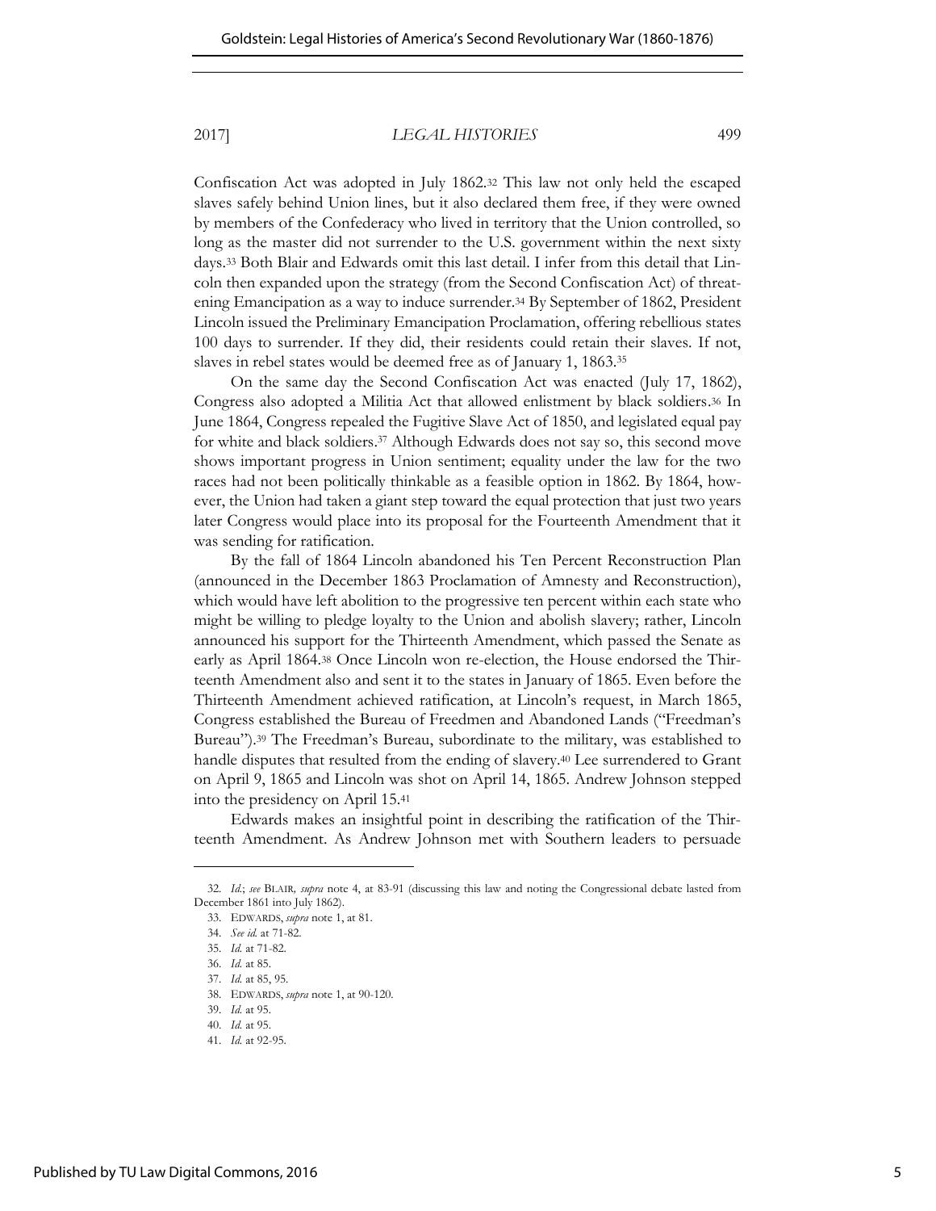Confiscation Act was adopted in July 1862.[32] This law not only held the escaped slaves safely behind Union lines, but it also declared them free, if they were owned by members of the Confederacy who lived in territory that the Union controlled, so long as the master did not surrender to the U.S. government within the next sixty days.[33] Both Blair and Edwards omit this last detail. I infer from this detail that Lincoln then expanded upon the strategy (from the Second Confiscation Act) of threatening Emancipation as a way to induce surrender.[34] By September of 1862, President Lincoln issued the Preliminary Emancipation Proclamation, offering rebellious states 100 days to surrender. If they did, their residents could retain their slaves. If not, slaves in rebel states would be deemed free as of January 1, 1863.[35]

On the same day the Second Confiscation Act was enacted (July 17, 1862), Congress also adopted a Militia Act that allowed enlistment by black soldiers.[36] In June 1864, Congress repealed the Fugitive Slave Act of 1850, and legislated equal pay for white and black soldiers.[37] Although Edwards does not say so, this second move shows important progress in Union sentiment; equality under the law for the two races had not been politically thinkable as a feasible option in 1862. By 1864, however, the Union had taken a giant step toward the equal protection that just two years later Congress would place into its proposal for the Fourteenth Amendment that it was sending for ratification.

By the fall of 1864 Lincoln abandoned his Ten Percent Reconstruction Plan (announced in the December 1863 Proclamation of Amnesty and Reconstruction), which would have left abolition to the progressive ten percent within each state who might be willing to pledge loyalty to the Union and abolish slavery; rather, Lincoln announced his support for the Thirteenth Amendment, which passed the Senate as early as April 1864.[38] Once Lincoln won re-election, the House endorsed the Thirteenth Amendment also and sent it to the states in January of 1865. Even before the Thirteenth Amendment achieved ratification, at Lincoln's request, in March 1865, Congress established the Bureau of Freedmen and Abandoned Lands ("Freedman's Bureau").[39] The Freedman's Bureau, subordinate to the military, was established to handle disputes that resulted from the ending of slavery.[40] Lee surrendered to Grant on April 9, 1865 and Lincoln was shot on April 14, 1865. Andrew Johnson stepped into the presidency on April 15.[41]

Edwards makes an insightful point in describing the ratification of the Thirteenth Amendment. As Andrew Johnson met with Southern leaders to persuade

---

32. *Id.*; *see* BLAIR, *supra* note 4, at 83-91 (discussing this law and noting the Congressional debate lasted from December 1861 into July 1862).

33. EDWARDS, *supra* note 1, at 81.

34. *See id.* at 71-82.

35. *Id.* at 71-82.

36. *Id.* at 85.

37. *Id.* at 85, 95.

38. EDWARDS, *supra* note 1, at 90-120.

39. *Id.* at 95.

40. *Id.* at 95.

41. *Id.* at 92-95.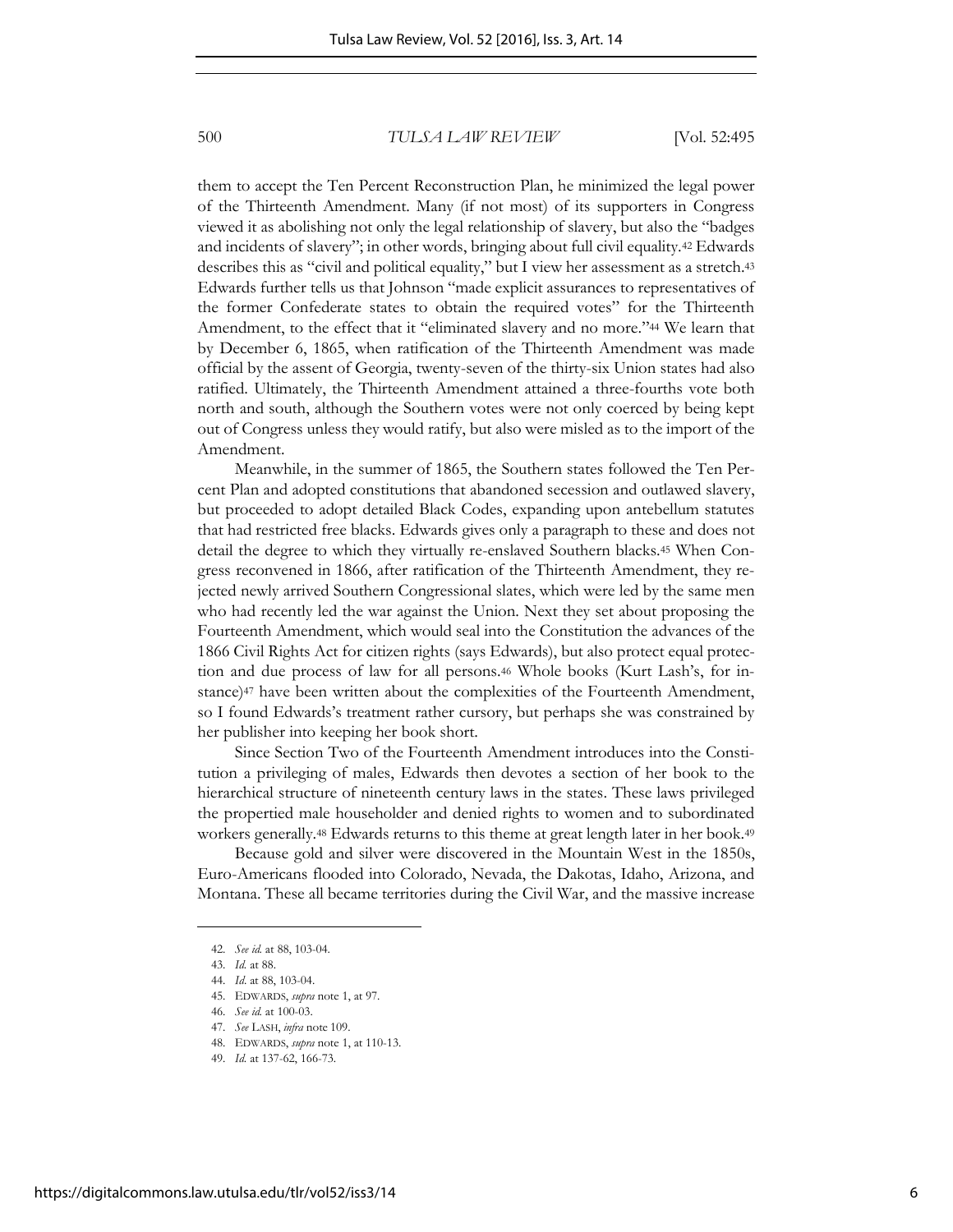them to accept the Ten Percent Reconstruction Plan, he minimized the legal power of the Thirteenth Amendment. Many (if not most) of its supporters in Congress viewed it as abolishing not only the legal relationship of slavery, but also the "badges and incidents of slavery"; in other words, bringing about full civil equality.[42] Edwards describes this as "civil and political equality," but I view her assessment as a stretch.[43] Edwards further tells us that Johnson "made explicit assurances to representatives of the former Confederate states to obtain the required votes" for the Thirteenth Amendment, to the effect that it "eliminated slavery and no more."[44] We learn that by December 6, 1865, when ratification of the Thirteenth Amendment was made official by the assent of Georgia, twenty-seven of the thirty-six Union states had also ratified. Ultimately, the Thirteenth Amendment attained a three-fourths vote both north and south, although the Southern votes were not only coerced by being kept out of Congress unless they would ratify, but also were misled as to the import of the Amendment.

Meanwhile, in the summer of 1865, the Southern states followed the Ten Percent Plan and adopted constitutions that abandoned secession and outlawed slavery, but proceeded to adopt detailed Black Codes, expanding upon antebellum statutes that had restricted free blacks. Edwards gives only a paragraph to these and does not detail the degree to which they virtually re-enslaved Southern blacks.[45] When Congress reconvened in 1866, after ratification of the Thirteenth Amendment, they rejected newly arrived Southern Congressional slates, which were led by the same men who had recently led the war against the Union. Next they set about proposing the Fourteenth Amendment, which would seal into the Constitution the advances of the 1866 Civil Rights Act for citizen rights (says Edwards), but also protect equal protection and due process of law for all persons.[46] Whole books (Kurt Lash's, for instance)[47] have been written about the complexities of the Fourteenth Amendment, so I found Edwards's treatment rather cursory, but perhaps she was constrained by her publisher into keeping her book short.

Since Section Two of the Fourteenth Amendment introduces into the Constitution a privileging of males, Edwards then devotes a section of her book to the hierarchical structure of nineteenth century laws in the states. These laws privileged the propertied male householder and denied rights to women and to subordinated workers generally.[48] Edwards returns to this theme at great length later in her book.[49]

Because gold and silver were discovered in the Mountain West in the 1850s, Euro-Americans flooded into Colorado, Nevada, the Dakotas, Idaho, Arizona, and Montana. These all became territories during the Civil War, and the massive increase

---

42. *See id.* at 88, 103-04.
43. *Id.* at 88.
44. *Id.* at 88, 103-04.
45. EDWARDS, *supra* note 1, at 97.
46. *See id.* at 100-03.
47. *See* LASH, *infra* note 109.
48. EDWARDS, *supra* note 1, at 110-13.
49. *Id.* at 137-62, 166-73.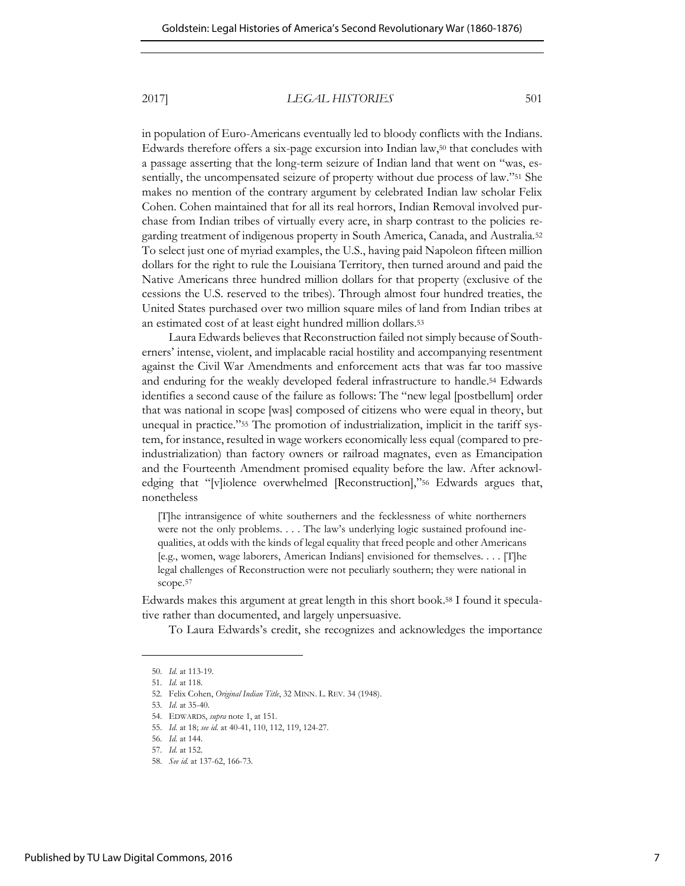in population of Euro-Americans eventually led to bloody conflicts with the Indians. Edwards therefore offers a six-page excursion into Indian law,[50] that concludes with a passage asserting that the long-term seizure of Indian land that went on "was, essentially, the uncompensated seizure of property without due process of law."[51] She makes no mention of the contrary argument by celebrated Indian law scholar Felix Cohen. Cohen maintained that for all its real horrors, Indian Removal involved purchase from Indian tribes of virtually every acre, in sharp contrast to the policies regarding treatment of indigenous property in South America, Canada, and Australia.[52] To select just one of myriad examples, the U.S., having paid Napoleon fifteen million dollars for the right to rule the Louisiana Territory, then turned around and paid the Native Americans three hundred million dollars for that property (exclusive of the cessions the U.S. reserved to the tribes). Through almost four hundred treaties, the United States purchased over two million square miles of land from Indian tribes at an estimated cost of at least eight hundred million dollars.[53]

Laura Edwards believes that Reconstruction failed not simply because of Southerners' intense, violent, and implacable racial hostility and accompanying resentment against the Civil War Amendments and enforcement acts that was far too massive and enduring for the weakly developed federal infrastructure to handle.[54] Edwards identifies a second cause of the failure as follows: The "new legal [postbellum] order that was national in scope [was] composed of citizens who were equal in theory, but unequal in practice."[55] The promotion of industrialization, implicit in the tariff system, for instance, resulted in wage workers economically less equal (compared to pre-industrialization) than factory owners or railroad magnates, even as Emancipation and the Fourteenth Amendment promised equality before the law. After acknowledging that "[v]iolence overwhelmed [Reconstruction],"[56] Edwards argues that, nonetheless

> [T]he intransigence of white southerners and the fecklessness of white northerners were not the only problems. . . . The law's underlying logic sustained profound inequalities, at odds with the kinds of legal equality that freed people and other Americans [e.g., women, wage laborers, American Indians] envisioned for themselves. . . . [T]he legal challenges of Reconstruction were not peculiarly southern; they were national in scope.[57]

Edwards makes this argument at great length in this short book.[58] I found it speculative rather than documented, and largely unpersuasive.

To Laura Edwards's credit, she recognizes and acknowledges the importance

---

50. *Id.* at 113-19.

51. *Id.* at 118.

52. Felix Cohen, *Original Indian Title*, 32 MINN. L. REV. 34 (1948).

53. *Id.* at 35-40.

54. EDWARDS, *supra* note 1, at 151.

55. *Id.* at 18; *see id.* at 40-41, 110, 112, 119, 124-27.

56. *Id.* at 144.

57. *Id.* at 152.

58. *See id.* at 137-62, 166-73.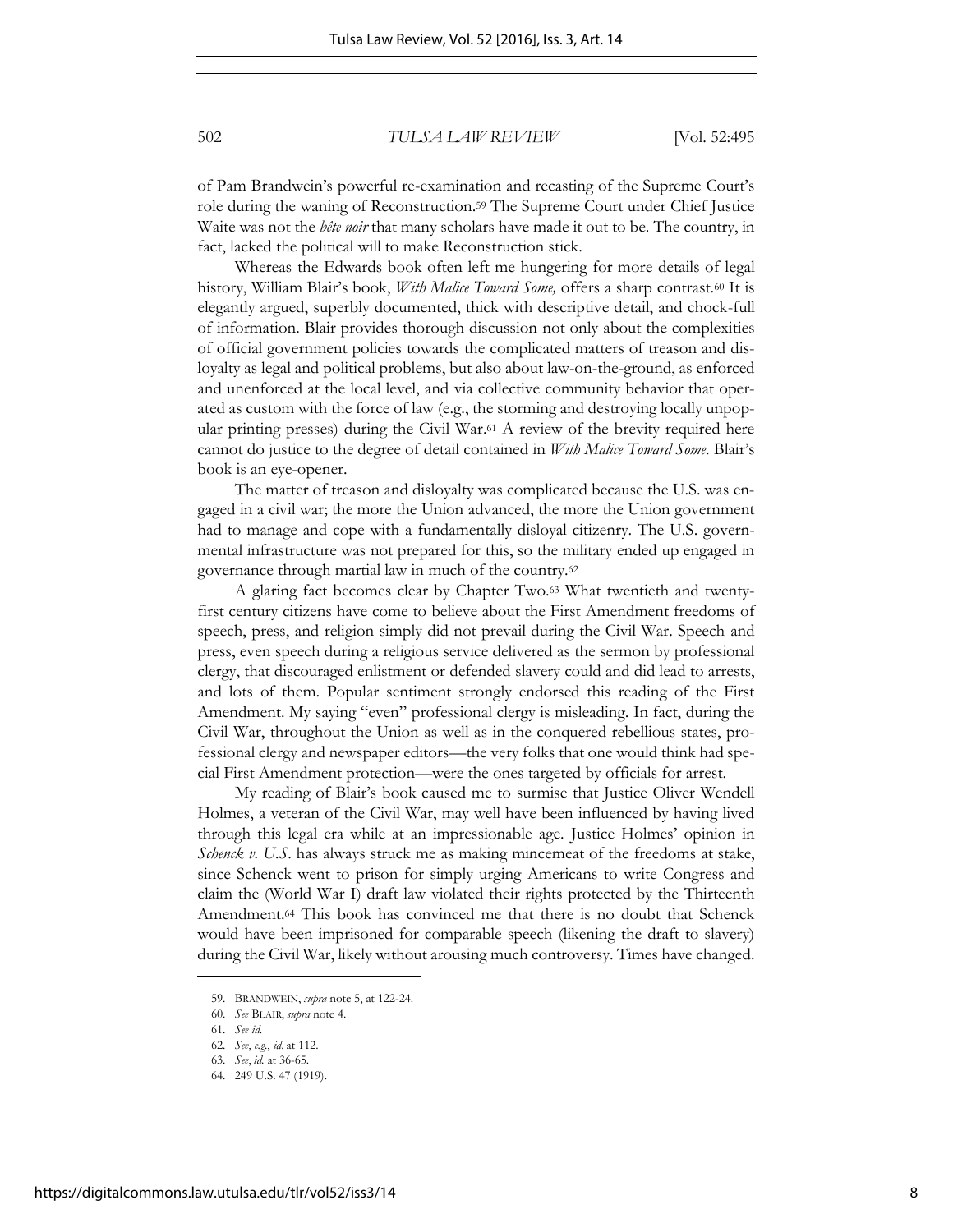of Pam Brandwein's powerful re-examination and recasting of the Supreme Court's role during the waning of Reconstruction.[59] The Supreme Court under Chief Justice Waite was not the *bête noir* that many scholars have made it out to be. The country, in fact, lacked the political will to make Reconstruction stick.

Whereas the Edwards book often left me hungering for more details of legal history, William Blair's book, *With Malice Toward Some,* offers a sharp contrast.[60] It is elegantly argued, superbly documented, thick with descriptive detail, and chock-full of information. Blair provides thorough discussion not only about the complexities of official government policies towards the complicated matters of treason and disloyalty as legal and political problems, but also about law-on-the-ground, as enforced and unenforced at the local level, and via collective community behavior that operated as custom with the force of law (e.g., the storming and destroying locally unpopular printing presses) during the Civil War.[61] A review of the brevity required here cannot do justice to the degree of detail contained in *With Malice Toward Some*. Blair's book is an eye-opener.

The matter of treason and disloyalty was complicated because the U.S. was engaged in a civil war; the more the Union advanced, the more the Union government had to manage and cope with a fundamentally disloyal citizenry. The U.S. governmental infrastructure was not prepared for this, so the military ended up engaged in governance through martial law in much of the country.[62]

A glaring fact becomes clear by Chapter Two.[63] What twentieth and twenty-first century citizens have come to believe about the First Amendment freedoms of speech, press, and religion simply did not prevail during the Civil War. Speech and press, even speech during a religious service delivered as the sermon by professional clergy, that discouraged enlistment or defended slavery could and did lead to arrests, and lots of them. Popular sentiment strongly endorsed this reading of the First Amendment. My saying "even" professional clergy is misleading. In fact, during the Civil War, throughout the Union as well as in the conquered rebellious states, professional clergy and newspaper editors—the very folks that one would think had special First Amendment protection—were the ones targeted by officials for arrest.

My reading of Blair's book caused me to surmise that Justice Oliver Wendell Holmes, a veteran of the Civil War, may well have been influenced by having lived through this legal era while at an impressionable age. Justice Holmes' opinion in *Schenck v. U.S*. has always struck me as making mincemeat of the freedoms at stake, since Schenck went to prison for simply urging Americans to write Congress and claim the (World War I) draft law violated their rights protected by the Thirteenth Amendment.[64] This book has convinced me that there is no doubt that Schenck would have been imprisoned for comparable speech (likening the draft to slavery) during the Civil War, likely without arousing much controversy. Times have changed.

---

59. BRANDWEIN, *supra* note 5, at 122-24.
60. *See* BLAIR, *supra* note 4.
61. *See id.*
62. *See*, *e.g.*, *id.* at 112.
63. *See*, *id.* at 36-65.
64. 249 U.S. 47 (1919).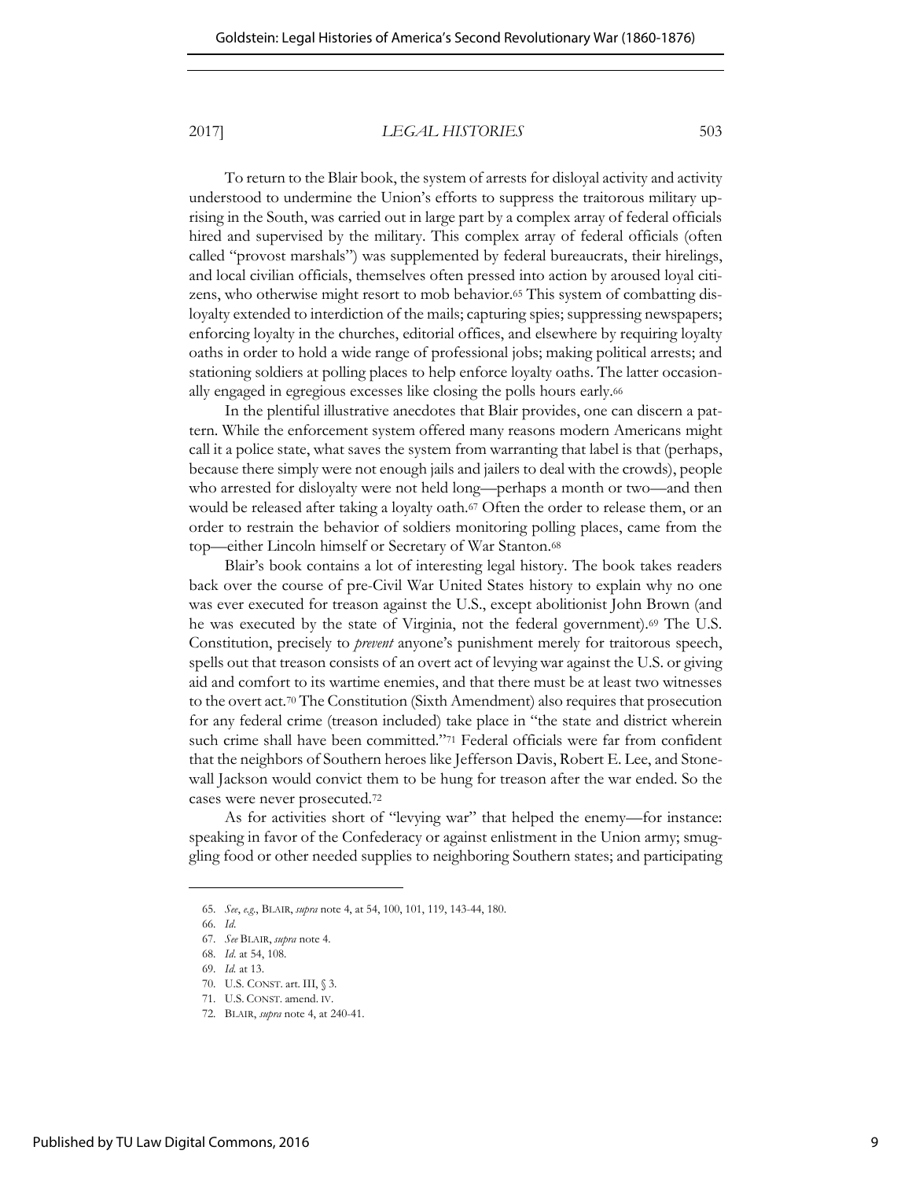To return to the Blair book, the system of arrests for disloyal activity and activity understood to undermine the Union's efforts to suppress the traitorous military uprising in the South, was carried out in large part by a complex array of federal officials hired and supervised by the military. This complex array of federal officials (often called "provost marshals") was supplemented by federal bureaucrats, their hirelings, and local civilian officials, themselves often pressed into action by aroused loyal citizens, who otherwise might resort to mob behavior.[65] This system of combatting disloyalty extended to interdiction of the mails; capturing spies; suppressing newspapers; enforcing loyalty in the churches, editorial offices, and elsewhere by requiring loyalty oaths in order to hold a wide range of professional jobs; making political arrests; and stationing soldiers at polling places to help enforce loyalty oaths. The latter occasionally engaged in egregious excesses like closing the polls hours early.[66]

In the plentiful illustrative anecdotes that Blair provides, one can discern a pattern. While the enforcement system offered many reasons modern Americans might call it a police state, what saves the system from warranting that label is that (perhaps, because there simply were not enough jails and jailers to deal with the crowds), people who arrested for disloyalty were not held long—perhaps a month or two—and then would be released after taking a loyalty oath.[67] Often the order to release them, or an order to restrain the behavior of soldiers monitoring polling places, came from the top—either Lincoln himself or Secretary of War Stanton.[68]

Blair's book contains a lot of interesting legal history. The book takes readers back over the course of pre-Civil War United States history to explain why no one was ever executed for treason against the U.S., except abolitionist John Brown (and he was executed by the state of Virginia, not the federal government).[69] The U.S. Constitution, precisely to *prevent* anyone's punishment merely for traitorous speech, spells out that treason consists of an overt act of levying war against the U.S. or giving aid and comfort to its wartime enemies, and that there must be at least two witnesses to the overt act.[70] The Constitution (Sixth Amendment) also requires that prosecution for any federal crime (treason included) take place in "the state and district wherein such crime shall have been committed."[71] Federal officials were far from confident that the neighbors of Southern heroes like Jefferson Davis, Robert E. Lee, and Stonewall Jackson would convict them to be hung for treason after the war ended. So the cases were never prosecuted.[72]

As for activities short of "levying war" that helped the enemy—for instance: speaking in favor of the Confederacy or against enlistment in the Union army; smuggling food or other needed supplies to neighboring Southern states; and participating

---

65. *See*, *e.g.*, BLAIR, *supra* note 4, at 54, 100, 101, 119, 143-44, 180.
66. *Id.*
67. *See* BLAIR, *supra* note 4.
68. *Id.* at 54, 108.
69. *Id.* at 13.
70. U.S. CONST. art. III, § 3.
71. U.S. CONST. amend. IV.
72. BLAIR, *supra* note 4, at 240-41.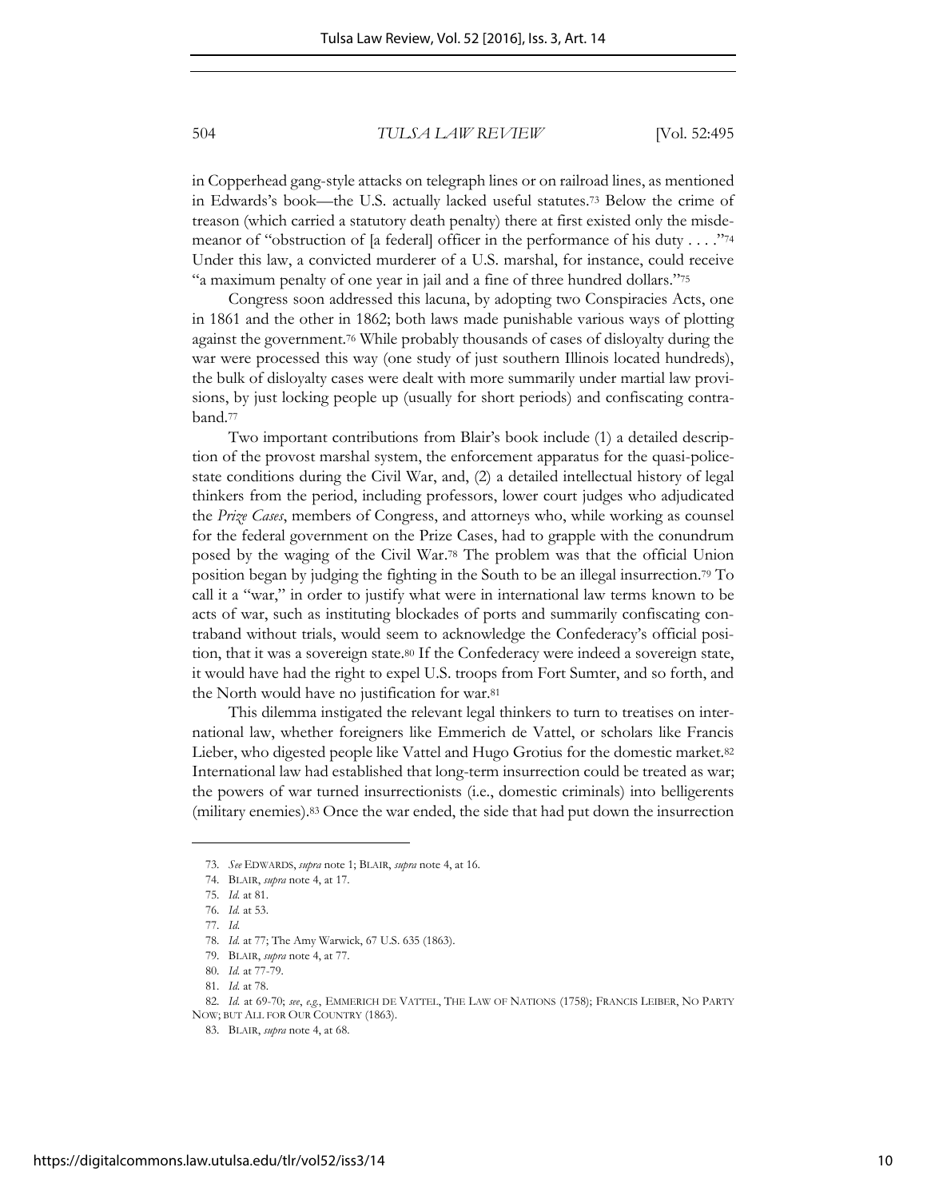in Copperhead gang-style attacks on telegraph lines or on railroad lines, as mentioned in Edwards's book—the U.S. actually lacked useful statutes.[73] Below the crime of treason (which carried a statutory death penalty) there at first existed only the misdemeanor of "obstruction of [a federal] officer in the performance of his duty . . . ."[74] Under this law, a convicted murderer of a U.S. marshal, for instance, could receive "a maximum penalty of one year in jail and a fine of three hundred dollars."[75]

Congress soon addressed this lacuna, by adopting two Conspiracies Acts, one in 1861 and the other in 1862; both laws made punishable various ways of plotting against the government.[76] While probably thousands of cases of disloyalty during the war were processed this way (one study of just southern Illinois located hundreds), the bulk of disloyalty cases were dealt with more summarily under martial law provisions, by just locking people up (usually for short periods) and confiscating contraband.[77]

Two important contributions from Blair's book include (1) a detailed description of the provost marshal system, the enforcement apparatus for the quasi-police-state conditions during the Civil War, and, (2) a detailed intellectual history of legal thinkers from the period, including professors, lower court judges who adjudicated the *Prize Cases*, members of Congress, and attorneys who, while working as counsel for the federal government on the Prize Cases, had to grapple with the conundrum posed by the waging of the Civil War.[78] The problem was that the official Union position began by judging the fighting in the South to be an illegal insurrection.[79] To call it a "war," in order to justify what were in international law terms known to be acts of war, such as instituting blockades of ports and summarily confiscating contraband without trials, would seem to acknowledge the Confederacy's official position, that it was a sovereign state.[80] If the Confederacy were indeed a sovereign state, it would have had the right to expel U.S. troops from Fort Sumter, and so forth, and the North would have no justification for war.[81]

This dilemma instigated the relevant legal thinkers to turn to treatises on international law, whether foreigners like Emmerich de Vattel, or scholars like Francis Lieber, who digested people like Vattel and Hugo Grotius for the domestic market.[82] International law had established that long-term insurrection could be treated as war; the powers of war turned insurrectionists (i.e., domestic criminals) into belligerents (military enemies).[83] Once the war ended, the side that had put down the insurrection

---

73. *See* EDWARDS, *supra* note 1; BLAIR, *supra* note 4, at 16.

74. BLAIR, *supra* note 4, at 17.

75. *Id.* at 81.

76. *Id.* at 53.

77. *Id.*

78. *Id.* at 77; The Amy Warwick, 67 U.S. 635 (1863).

79. BLAIR, *supra* note 4, at 77.

80. *Id.* at 77-79.

81. *Id.* at 78.

82. *Id.* at 69-70; *see*, *e.g.*, EMMERICH DE VATTEL, THE LAW OF NATIONS (1758); FRANCIS LEIBER, NO PARTY NOW; BUT ALL FOR OUR COUNTRY (1863).

83. BLAIR, *supra* note 4, at 68.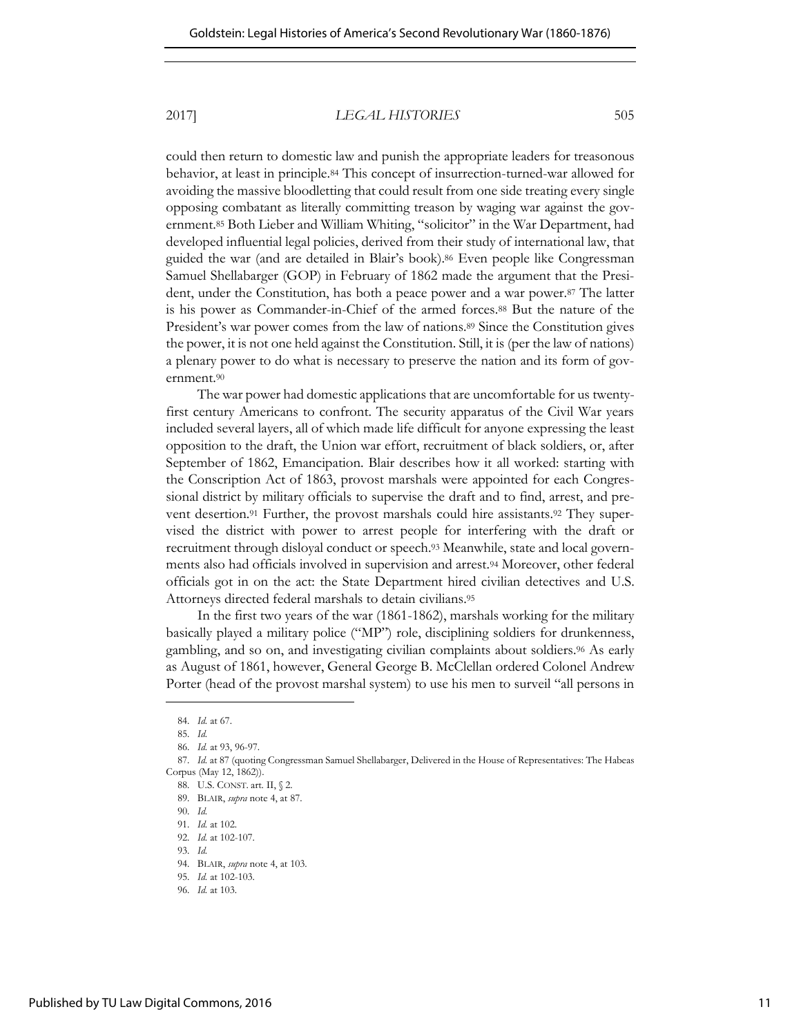could then return to domestic law and punish the appropriate leaders for treasonous behavior, at least in principle.[84] This concept of insurrection-turned-war allowed for avoiding the massive bloodletting that could result from one side treating every single opposing combatant as literally committing treason by waging war against the government.[85] Both Lieber and William Whiting, "solicitor" in the War Department, had developed influential legal policies, derived from their study of international law, that guided the war (and are detailed in Blair's book).[86] Even people like Congressman Samuel Shellabarger (GOP) in February of 1862 made the argument that the President, under the Constitution, has both a peace power and a war power.[87] The latter is his power as Commander-in-Chief of the armed forces.[88] But the nature of the President's war power comes from the law of nations.[89] Since the Constitution gives the power, it is not one held against the Constitution. Still, it is (per the law of nations) a plenary power to do what is necessary to preserve the nation and its form of government.[90]

The war power had domestic applications that are uncomfortable for us twenty-first century Americans to confront. The security apparatus of the Civil War years included several layers, all of which made life difficult for anyone expressing the least opposition to the draft, the Union war effort, recruitment of black soldiers, or, after September of 1862, Emancipation. Blair describes how it all worked: starting with the Conscription Act of 1863, provost marshals were appointed for each Congressional district by military officials to supervise the draft and to find, arrest, and prevent desertion.[91] Further, the provost marshals could hire assistants.[92] They supervised the district with power to arrest people for interfering with the draft or recruitment through disloyal conduct or speech.[93] Meanwhile, state and local governments also had officials involved in supervision and arrest.[94] Moreover, other federal officials got in on the act: the State Department hired civilian detectives and U.S. Attorneys directed federal marshals to detain civilians.[95]

In the first two years of the war (1861-1862), marshals working for the military basically played a military police ("MP") role, disciplining soldiers for drunkenness, gambling, and so on, and investigating civilian complaints about soldiers.[96] As early as August of 1861, however, General George B. McClellan ordered Colonel Andrew Porter (head of the provost marshal system) to use his men to surveil "all persons in

---

84. *Id.* at 67.

85. *Id.*

86. *Id.* at 93, 96-97.

87. *Id.* at 87 (quoting Congressman Samuel Shellabarger, Delivered in the House of Representatives: The Habeas Corpus (May 12, 1862)).

88. U.S. CONST. art. II, § 2.

89. BLAIR, *supra* note 4, at 87.

90. *Id.*

91. *Id.* at 102.

92. *Id.* at 102-107.

93. *Id.*

94. BLAIR, *supra* note 4, at 103.

95. *Id.* at 102-103.

96. *Id.* at 103.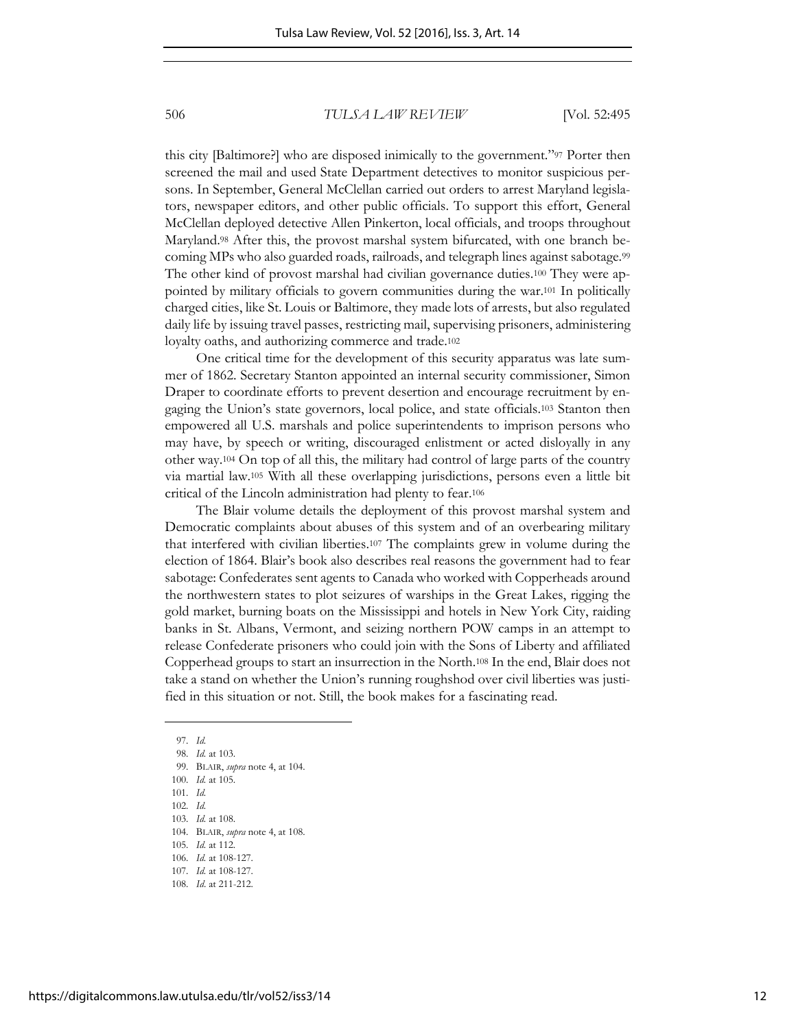this city [Baltimore?] who are disposed inimically to the government."[97] Porter then screened the mail and used State Department detectives to monitor suspicious persons. In September, General McClellan carried out orders to arrest Maryland legislators, newspaper editors, and other public officials. To support this effort, General McClellan deployed detective Allen Pinkerton, local officials, and troops throughout Maryland.[98] After this, the provost marshal system bifurcated, with one branch becoming MPs who also guarded roads, railroads, and telegraph lines against sabotage.[99] The other kind of provost marshal had civilian governance duties.[100] They were appointed by military officials to govern communities during the war.[101] In politically charged cities, like St. Louis or Baltimore, they made lots of arrests, but also regulated daily life by issuing travel passes, restricting mail, supervising prisoners, administering loyalty oaths, and authorizing commerce and trade.[102]

One critical time for the development of this security apparatus was late summer of 1862. Secretary Stanton appointed an internal security commissioner, Simon Draper to coordinate efforts to prevent desertion and encourage recruitment by engaging the Union's state governors, local police, and state officials.[103] Stanton then empowered all U.S. marshals and police superintendents to imprison persons who may have, by speech or writing, discouraged enlistment or acted disloyally in any other way.[104] On top of all this, the military had control of large parts of the country via martial law.[105] With all these overlapping jurisdictions, persons even a little bit critical of the Lincoln administration had plenty to fear.[106]

The Blair volume details the deployment of this provost marshal system and Democratic complaints about abuses of this system and of an overbearing military that interfered with civilian liberties.[107] The complaints grew in volume during the election of 1864. Blair's book also describes real reasons the government had to fear sabotage: Confederates sent agents to Canada who worked with Copperheads around the northwestern states to plot seizures of warships in the Great Lakes, rigging the gold market, burning boats on the Mississippi and hotels in New York City, raiding banks in St. Albans, Vermont, and seizing northern POW camps in an attempt to release Confederate prisoners who could join with the Sons of Liberty and affiliated Copperhead groups to start an insurrection in the North.[108] In the end, Blair does not take a stand on whether the Union's running roughshod over civil liberties was justified in this situation or not. Still, the book makes for a fascinating read.

---

97. *Id.*
98. *Id.* at 103.
99. BLAIR, *supra* note 4, at 104.
100. *Id.* at 105.
101. *Id.*
102. *Id.*
103. *Id.* at 108.
104. BLAIR, *supra* note 4, at 108.
105. *Id.* at 112.
106. *Id.* at 108-127.
107. *Id.* at 108-127.
108. *Id.* at 211-212.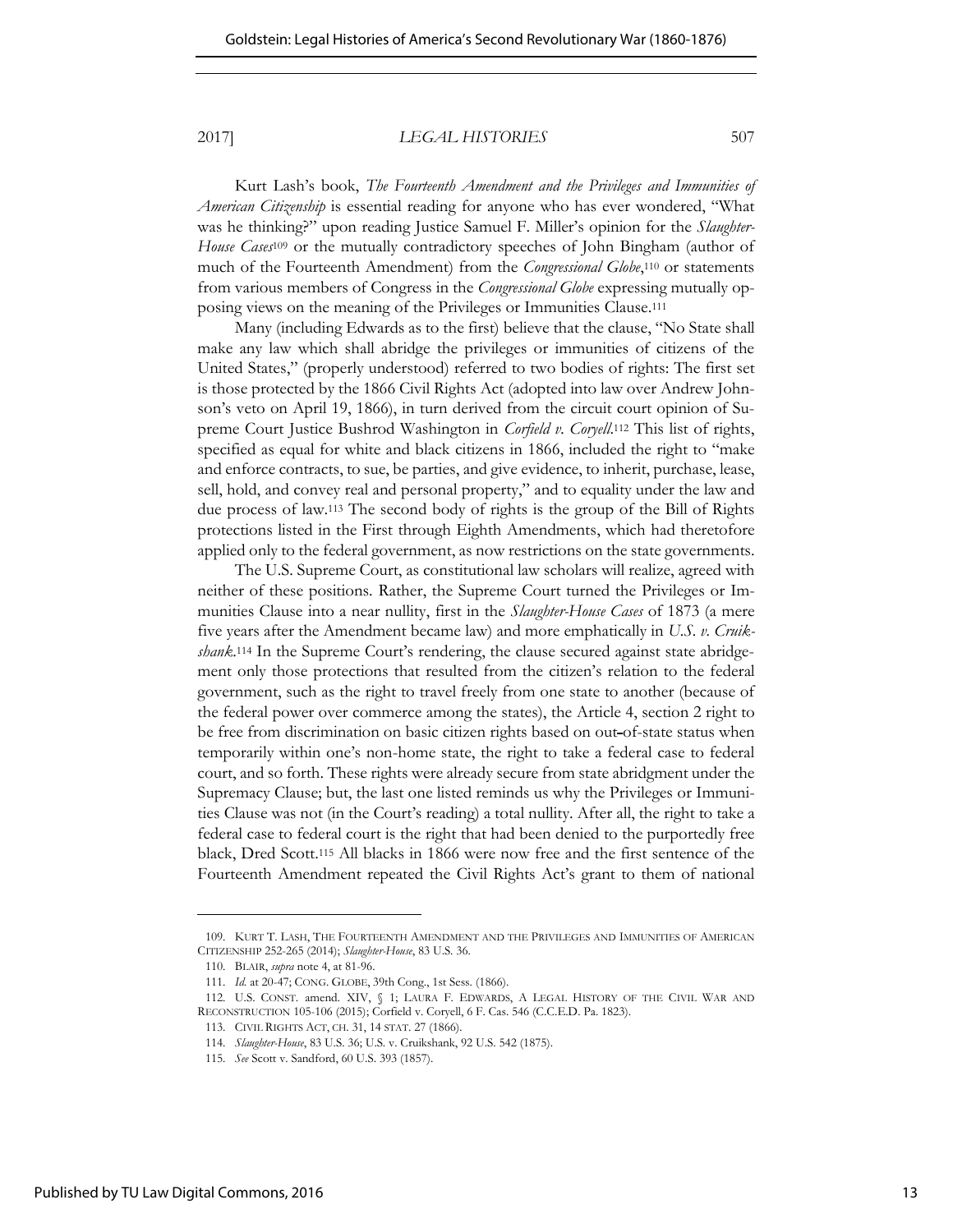Kurt Lash's book, *The Fourteenth Amendment and the Privileges and Immunities of American Citizenship* is essential reading for anyone who has ever wondered, "What was he thinking?" upon reading Justice Samuel F. Miller's opinion for the *Slaughter-House Cases*[109] or the mutually contradictory speeches of John Bingham (author of much of the Fourteenth Amendment) from the *Congressional Globe*,[110] or statements from various members of Congress in the *Congressional Globe* expressing mutually opposing views on the meaning of the Privileges or Immunities Clause.[111]

Many (including Edwards as to the first) believe that the clause, "No State shall make any law which shall abridge the privileges or immunities of citizens of the United States," (properly understood) referred to two bodies of rights: The first set is those protected by the 1866 Civil Rights Act (adopted into law over Andrew Johnson's veto on April 19, 1866), in turn derived from the circuit court opinion of Supreme Court Justice Bushrod Washington in *Corfield v. Coryell*.[112] This list of rights, specified as equal for white and black citizens in 1866, included the right to "make and enforce contracts, to sue, be parties, and give evidence, to inherit, purchase, lease, sell, hold, and convey real and personal property," and to equality under the law and due process of law.[113] The second body of rights is the group of the Bill of Rights protections listed in the First through Eighth Amendments, which had theretofore applied only to the federal government, as now restrictions on the state governments.

The U.S. Supreme Court, as constitutional law scholars will realize, agreed with neither of these positions. Rather, the Supreme Court turned the Privileges or Immunities Clause into a near nullity, first in the *Slaughter-House Cases* of 1873 (a mere five years after the Amendment became law) and more emphatically in *U.S. v. Cruikshank*.[114] In the Supreme Court's rendering, the clause secured against state abridgement only those protections that resulted from the citizen's relation to the federal government, such as the right to travel freely from one state to another (because of the federal power over commerce among the states), the Article 4, section 2 right to be free from discrimination on basic citizen rights based on out-of-state status when temporarily within one's non-home state, the right to take a federal case to federal court, and so forth. These rights were already secure from state abridgment under the Supremacy Clause; but, the last one listed reminds us why the Privileges or Immunities Clause was not (in the Court's reading) a total nullity. After all, the right to take a federal case to federal court is the right that had been denied to the purportedly free black, Dred Scott.[115] All blacks in 1866 were now free and the first sentence of the Fourteenth Amendment repeated the Civil Rights Act's grant to them of national

---

109. KURT T. LASH, THE FOURTEENTH AMENDMENT AND THE PRIVILEGES AND IMMUNITIES OF AMERICAN CITIZENSHIP 252-265 (2014); *Slaughter-House*, 83 U.S. 36.

110. BLAIR, *supra* note 4, at 81-96.

111. *Id.* at 20-47; CONG. GLOBE, 39th Cong., 1st Sess. (1866).

112. U.S. CONST. amend. XIV, § 1; LAURA F. EDWARDS, A LEGAL HISTORY OF THE CIVIL WAR AND RECONSTRUCTION 105-106 (2015); Corfield v. Coryell, 6 F. Cas. 546 (C.C.E.D. Pa. 1823).

113. CIVIL RIGHTS ACT, CH. 31, 14 STAT. 27 (1866).

114. *Slaughter-House*, 83 U.S. 36; U.S. v. Cruikshank, 92 U.S. 542 (1875).

115. *See* Scott v. Sandford, 60 U.S. 393 (1857).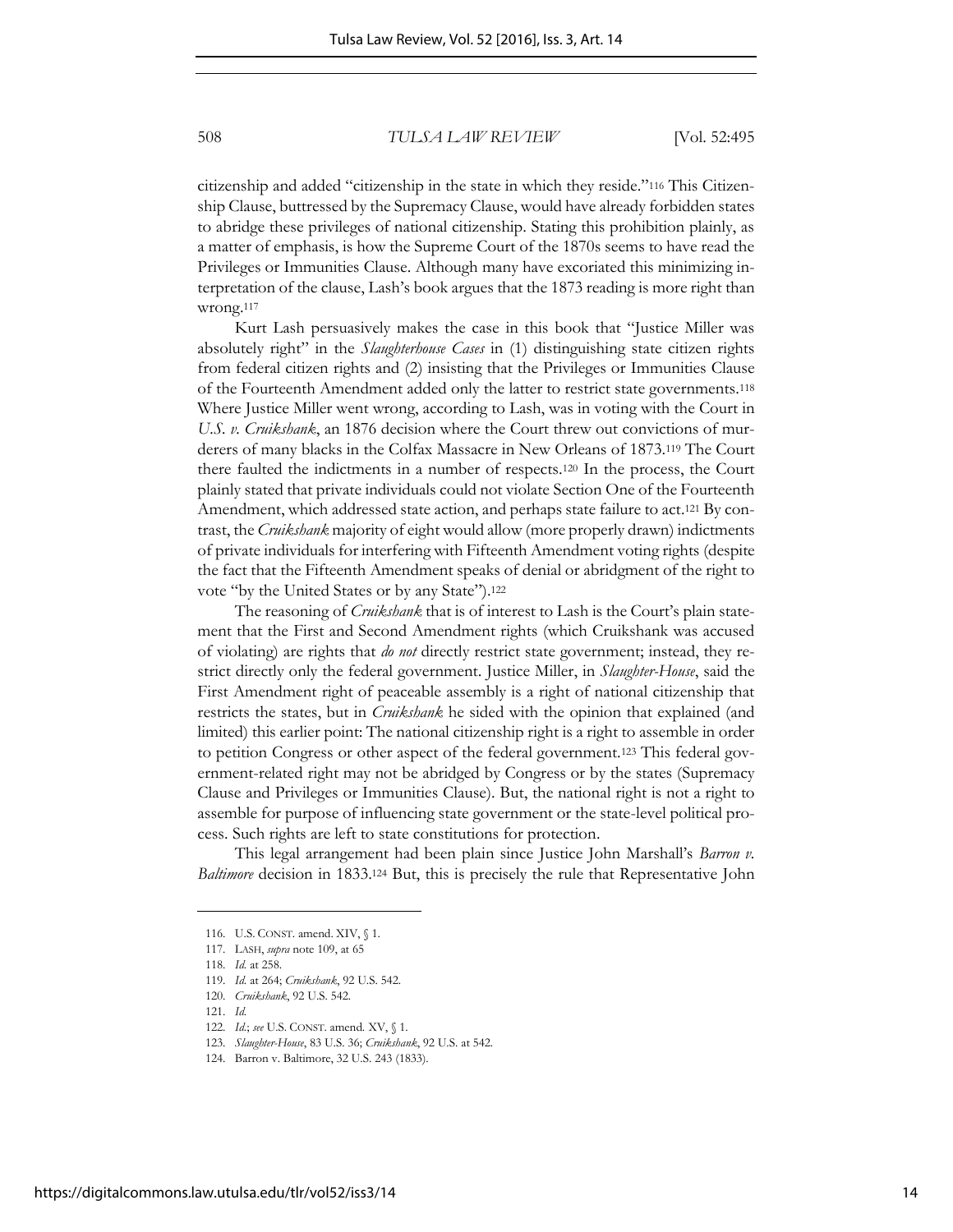citizenship and added "citizenship in the state in which they reside."[116] This Citizenship Clause, buttressed by the Supremacy Clause, would have already forbidden states to abridge these privileges of national citizenship. Stating this prohibition plainly, as a matter of emphasis, is how the Supreme Court of the 1870s seems to have read the Privileges or Immunities Clause. Although many have excoriated this minimizing interpretation of the clause, Lash's book argues that the 1873 reading is more right than wrong.[117]

Kurt Lash persuasively makes the case in this book that "Justice Miller was absolutely right" in the *Slaughterhouse Cases* in (1) distinguishing state citizen rights from federal citizen rights and (2) insisting that the Privileges or Immunities Clause of the Fourteenth Amendment added only the latter to restrict state governments.[118] Where Justice Miller went wrong, according to Lash, was in voting with the Court in *U.S. v. Cruikshank*, an 1876 decision where the Court threw out convictions of murderers of many blacks in the Colfax Massacre in New Orleans of 1873.[119] The Court there faulted the indictments in a number of respects.[120] In the process, the Court plainly stated that private individuals could not violate Section One of the Fourteenth Amendment, which addressed state action, and perhaps state failure to act.[121] By contrast, the *Cruikshank* majority of eight would allow (more properly drawn) indictments of private individuals for interfering with Fifteenth Amendment voting rights (despite the fact that the Fifteenth Amendment speaks of denial or abridgment of the right to vote "by the United States or by any State").[122]

The reasoning of *Cruikshank* that is of interest to Lash is the Court's plain statement that the First and Second Amendment rights (which Cruikshank was accused of violating) are rights that *do not* directly restrict state government; instead, they restrict directly only the federal government. Justice Miller, in *Slaughter-House*, said the First Amendment right of peaceable assembly is a right of national citizenship that restricts the states, but in *Cruikshank* he sided with the opinion that explained (and limited) this earlier point: The national citizenship right is a right to assemble in order to petition Congress or other aspect of the federal government.[123] This federal government-related right may not be abridged by Congress or by the states (Supremacy Clause and Privileges or Immunities Clause). But, the national right is not a right to assemble for purpose of influencing state government or the state-level political process. Such rights are left to state constitutions for protection.

This legal arrangement had been plain since Justice John Marshall's *Barron v. Baltimore* decision in 1833.[124] But, this is precisely the rule that Representative John

---

116. U.S. CONST. amend. XIV, § 1.
117. LASH, *supra* note 109, at 65
118. *Id.* at 258.
119. *Id.* at 264; *Cruikshank*, 92 U.S. 542.
120. *Cruikshank*, 92 U.S. 542.
121. *Id.*
122. *Id.*; *see* U.S. CONST. amend. XV, § 1.
123. *Slaughter-House*, 83 U.S. 36; *Cruikshank*, 92 U.S. at 542.
124. Barron v. Baltimore, 32 U.S. 243 (1833).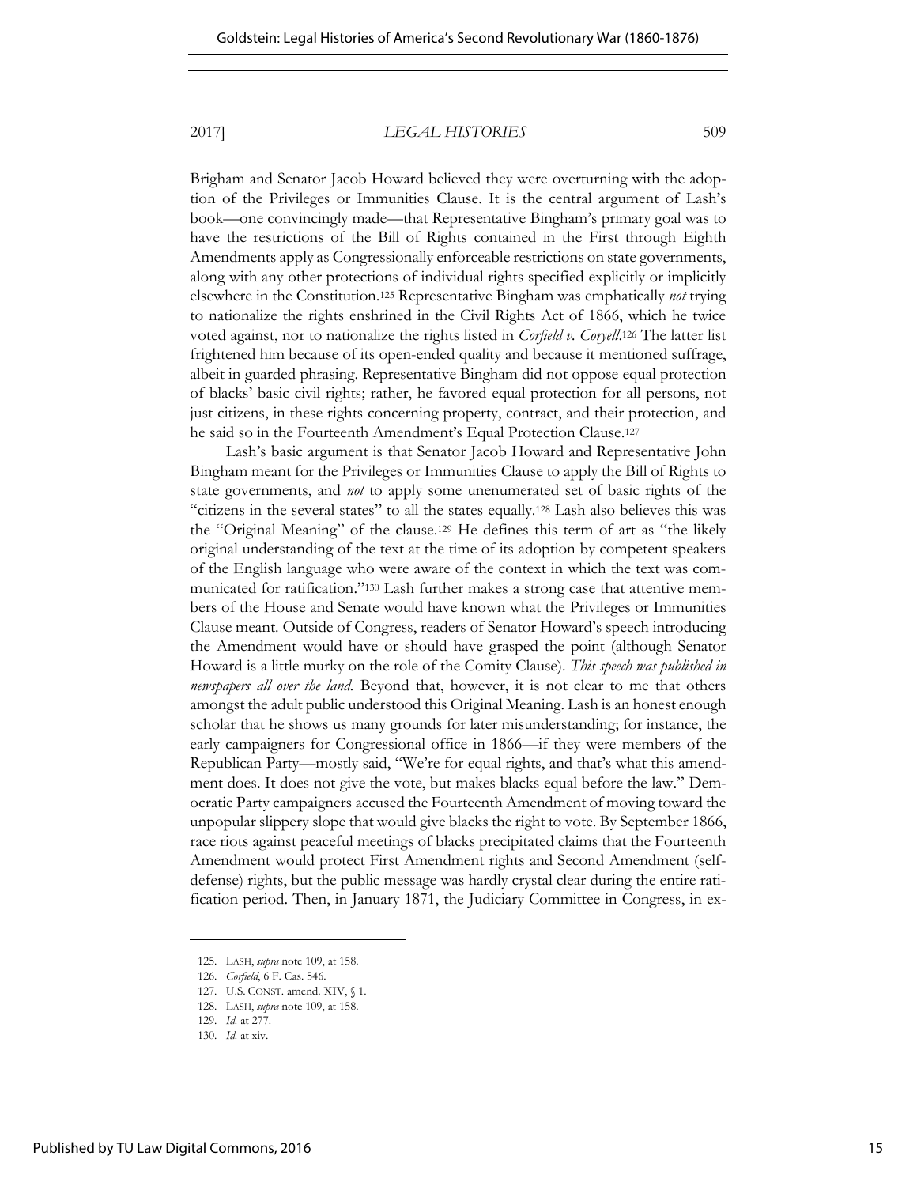Brigham and Senator Jacob Howard believed they were overturning with the adoption of the Privileges or Immunities Clause. It is the central argument of Lash's book—one convincingly made—that Representative Bingham's primary goal was to have the restrictions of the Bill of Rights contained in the First through Eighth Amendments apply as Congressionally enforceable restrictions on state governments, along with any other protections of individual rights specified explicitly or implicitly elsewhere in the Constitution.[125] Representative Bingham was emphatically *not* trying to nationalize the rights enshrined in the Civil Rights Act of 1866, which he twice voted against, nor to nationalize the rights listed in *Corfield v. Coryell*.[126] The latter list frightened him because of its open-ended quality and because it mentioned suffrage, albeit in guarded phrasing. Representative Bingham did not oppose equal protection of blacks' basic civil rights; rather, he favored equal protection for all persons, not just citizens, in these rights concerning property, contract, and their protection, and he said so in the Fourteenth Amendment's Equal Protection Clause.[127]

Lash's basic argument is that Senator Jacob Howard and Representative John Bingham meant for the Privileges or Immunities Clause to apply the Bill of Rights to state governments, and *not* to apply some unenumerated set of basic rights of the "citizens in the several states" to all the states equally.[128] Lash also believes this was the "Original Meaning" of the clause.[129] He defines this term of art as "the likely original understanding of the text at the time of its adoption by competent speakers of the English language who were aware of the context in which the text was communicated for ratification."[130] Lash further makes a strong case that attentive members of the House and Senate would have known what the Privileges or Immunities Clause meant. Outside of Congress, readers of Senator Howard's speech introducing the Amendment would have or should have grasped the point (although Senator Howard is a little murky on the role of the Comity Clause). *This speech was published in newspapers all over the land.* Beyond that, however, it is not clear to me that others amongst the adult public understood this Original Meaning. Lash is an honest enough scholar that he shows us many grounds for later misunderstanding; for instance, the early campaigners for Congressional office in 1866—if they were members of the Republican Party—mostly said, "We're for equal rights, and that's what this amendment does. It does not give the vote, but makes blacks equal before the law." Democratic Party campaigners accused the Fourteenth Amendment of moving toward the unpopular slippery slope that would give blacks the right to vote. By September 1866, race riots against peaceful meetings of blacks precipitated claims that the Fourteenth Amendment would protect First Amendment rights and Second Amendment (self-defense) rights, but the public message was hardly crystal clear during the entire ratification period. Then, in January 1871, the Judiciary Committee in Congress, in ex-

---

125. LASH, *supra* note 109, at 158.

126. *Corfield*, 6 F. Cas. 546.

127. U.S. CONST. amend. XIV, § 1.

128. LASH, *supra* note 109, at 158.

129. *Id.* at 277.

130. *Id.* at xiv.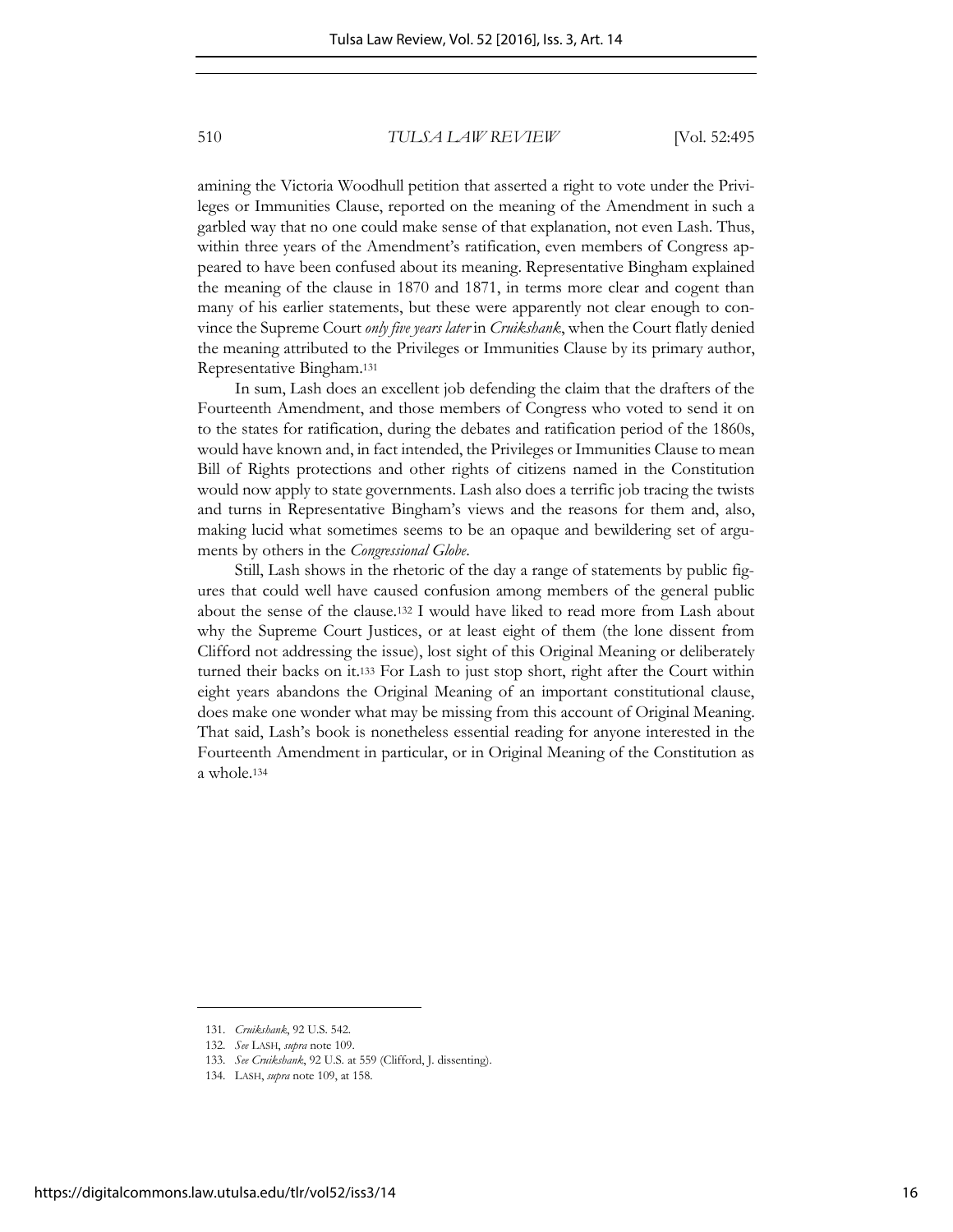amining the Victoria Woodhull petition that asserted a right to vote under the Privileges or Immunities Clause, reported on the meaning of the Amendment in such a garbled way that no one could make sense of that explanation, not even Lash. Thus, within three years of the Amendment's ratification, even members of Congress appeared to have been confused about its meaning. Representative Bingham explained the meaning of the clause in 1870 and 1871, in terms more clear and cogent than many of his earlier statements, but these were apparently not clear enough to convince the Supreme Court *only five years later* in *Cruikshank*, when the Court flatly denied the meaning attributed to the Privileges or Immunities Clause by its primary author, Representative Bingham.[131]

In sum, Lash does an excellent job defending the claim that the drafters of the Fourteenth Amendment, and those members of Congress who voted to send it on to the states for ratification, during the debates and ratification period of the 1860s, would have known and, in fact intended, the Privileges or Immunities Clause to mean Bill of Rights protections and other rights of citizens named in the Constitution would now apply to state governments. Lash also does a terrific job tracing the twists and turns in Representative Bingham's views and the reasons for them and, also, making lucid what sometimes seems to be an opaque and bewildering set of arguments by others in the *Congressional Globe*.

Still, Lash shows in the rhetoric of the day a range of statements by public figures that could well have caused confusion among members of the general public about the sense of the clause.[132] I would have liked to read more from Lash about why the Supreme Court Justices, or at least eight of them (the lone dissent from Clifford not addressing the issue), lost sight of this Original Meaning or deliberately turned their backs on it.[133] For Lash to just stop short, right after the Court within eight years abandons the Original Meaning of an important constitutional clause, does make one wonder what may be missing from this account of Original Meaning. That said, Lash's book is nonetheless essential reading for anyone interested in the Fourteenth Amendment in particular, or in Original Meaning of the Constitution as a whole.[134]

---

131. *Cruikshank*, 92 U.S. 542.
132. *See* LASH, *supra* note 109.
133. *See Cruikshank*, 92 U.S. at 559 (Clifford, J. dissenting).
134. LASH, *supra* note 109, at 158.